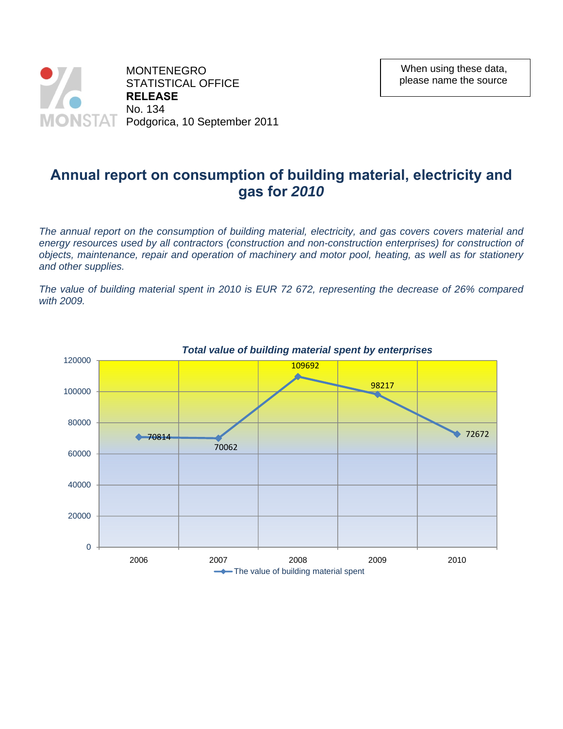MONTENEGRO
STATISTICAL OFFICE
**RELEASE**
No. 134
Podgorica, 10 September 2011

When using these data, please name the source

# Annual report on consumption of building material, electricity and gas for *2010*

*The annual report on the consumption of building material, electricity, and gas covers covers material and energy resources used by all contractors (construction and non-construction enterprises) for construction of objects, maintenance, repair and operation of machinery and motor pool, heating, as well as for stationery and other supplies.*

*The value of building material spent in 2010 is EUR 72 672, representing the decrease of 26% compared with 2009.*

***Total value of building material spent by enterprises***

| Year | The value of building material spent |
|---|---|
| 2006 | 70814 |
| 2007 | 70062 |
| 2008 | 109692 |
| 2009 | 98217 |
| 2010 | 72672 |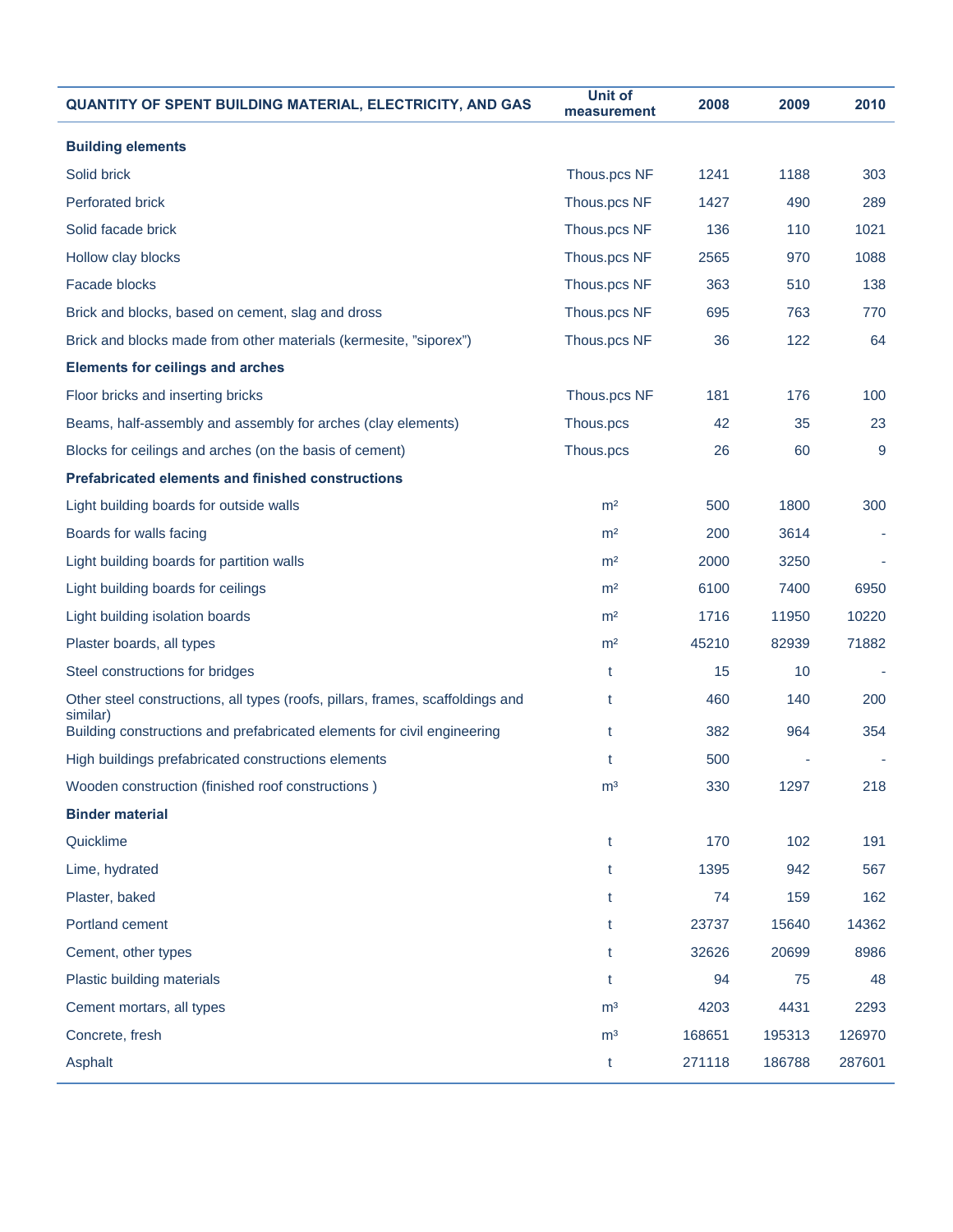| QUANTITY OF SPENT BUILDING MATERIAL, ELECTRICITY, AND GAS | Unit of measurement | 2008 | 2009 | 2010 |
|---|---|---|---|---|
| **Building elements** | | | | |
| Solid brick | Thous.pcs NF | 1241 | 1188 | 303 |
| Perforated brick | Thous.pcs NF | 1427 | 490 | 289 |
| Solid facade brick | Thous.pcs NF | 136 | 110 | 1021 |
| Hollow clay blocks | Thous.pcs NF | 2565 | 970 | 1088 |
| Facade blocks | Thous.pcs NF | 363 | 510 | 138 |
| Brick and blocks, based on cement, slag and dross | Thous.pcs NF | 695 | 763 | 770 |
| Brick and blocks made from other materials (kermesite, "siporex") | Thous.pcs NF | 36 | 122 | 64 |
| **Elements for ceilings and arches** | | | | |
| Floor bricks and inserting bricks | Thous.pcs NF | 181 | 176 | 100 |
| Beams, half-assembly and assembly for arches (clay elements) | Thous.pcs | 42 | 35 | 23 |
| Blocks for ceilings and arches (on the basis of cement) | Thous.pcs | 26 | 60 | 9 |
| **Prefabricated elements and finished constructions** | | | | |
| Light building boards for outside walls | m² | 500 | 1800 | 300 |
| Boards for walls facing | m² | 200 | 3614 | - |
| Light building boards for partition walls | m² | 2000 | 3250 | - |
| Light building boards for ceilings | m² | 6100 | 7400 | 6950 |
| Light building isolation boards | m² | 1716 | 11950 | 10220 |
| Plaster boards, all types | m² | 45210 | 82939 | 71882 |
| Steel constructions for bridges | t | 15 | 10 | - |
| Other steel constructions, all types (roofs, pillars, frames, scaffoldings and similar) | t | 460 | 140 | 200 |
| Building constructions and prefabricated elements for civil engineering | t | 382 | 964 | 354 |
| High buildings prefabricated constructions elements | t | 500 | - | - |
| Wooden construction (finished roof constructions ) | m³ | 330 | 1297 | 218 |
| **Binder material** | | | | |
| Quicklime | t | 170 | 102 | 191 |
| Lime, hydrated | t | 1395 | 942 | 567 |
| Plaster, baked | t | 74 | 159 | 162 |
| Portland cement | t | 23737 | 15640 | 14362 |
| Cement, other types | t | 32626 | 20699 | 8986 |
| Plastic building materials | t | 94 | 75 | 48 |
| Cement mortars, all types | m³ | 4203 | 4431 | 2293 |
| Concrete, fresh | m³ | 168651 | 195313 | 126970 |
| Asphalt | t | 271118 | 186788 | 287601 |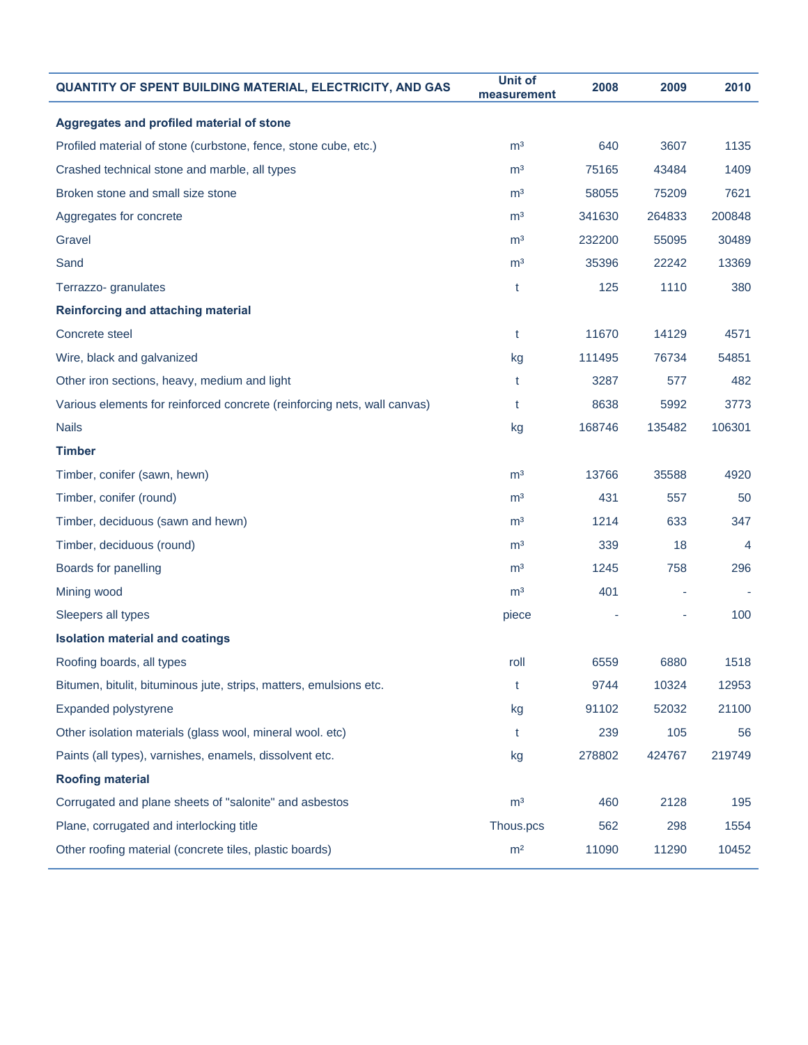| QUANTITY OF SPENT BUILDING MATERIAL, ELECTRICITY, AND GAS | Unit of measurement | 2008 | 2009 | 2010 |
|---|---|---|---|---|
| **Aggregates and profiled material of stone** | | | | |
| Profiled material of stone (curbstone, fence, stone cube, etc.) | m³ | 640 | 3607 | 1135 |
| Crashed technical stone and marble, all types | m³ | 75165 | 43484 | 1409 |
| Broken stone and small size stone | m³ | 58055 | 75209 | 7621 |
| Aggregates for concrete | m³ | 341630 | 264833 | 200848 |
| Gravel | m³ | 232200 | 55095 | 30489 |
| Sand | m³ | 35396 | 22242 | 13369 |
| Terrazzo- granulates | t | 125 | 1110 | 380 |
| **Reinforcing and attaching material** | | | | |
| Concrete steel | t | 11670 | 14129 | 4571 |
| Wire, black and galvanized | kg | 111495 | 76734 | 54851 |
| Other iron sections, heavy, medium and light | t | 3287 | 577 | 482 |
| Various elements for reinforced concrete (reinforcing nets, wall canvas) | t | 8638 | 5992 | 3773 |
| Nails | kg | 168746 | 135482 | 106301 |
| **Timber** | | | | |
| Timber, conifer (sawn, hewn) | m³ | 13766 | 35588 | 4920 |
| Timber, conifer (round) | m³ | 431 | 557 | 50 |
| Timber, deciduous (sawn and hewn) | m³ | 1214 | 633 | 347 |
| Timber, deciduous (round) | m³ | 339 | 18 | 4 |
| Boards for panelling | m³ | 1245 | 758 | 296 |
| Mining wood | m³ | 401 | - | - |
| Sleepers all types | piece | - | - | 100 |
| **Isolation material and coatings** | | | | |
| Roofing boards, all types | roll | 6559 | 6880 | 1518 |
| Bitumen, bitulit, bituminous jute, strips, matters, emulsions etc. | t | 9744 | 10324 | 12953 |
| Expanded polystyrene | kg | 91102 | 52032 | 21100 |
| Other isolation materials (glass wool, mineral wool. etc) | t | 239 | 105 | 56 |
| Paints (all types), varnishes, enamels, dissolvent etc. | kg | 278802 | 424767 | 219749 |
| **Roofing material** | | | | |
| Corrugated and plane sheets of "salonite" and asbestos | m³ | 460 | 2128 | 195 |
| Plane, corrugated and interlocking title | Thous.pcs | 562 | 298 | 1554 |
| Other roofing material (concrete tiles, plastic boards) | m² | 11090 | 11290 | 10452 |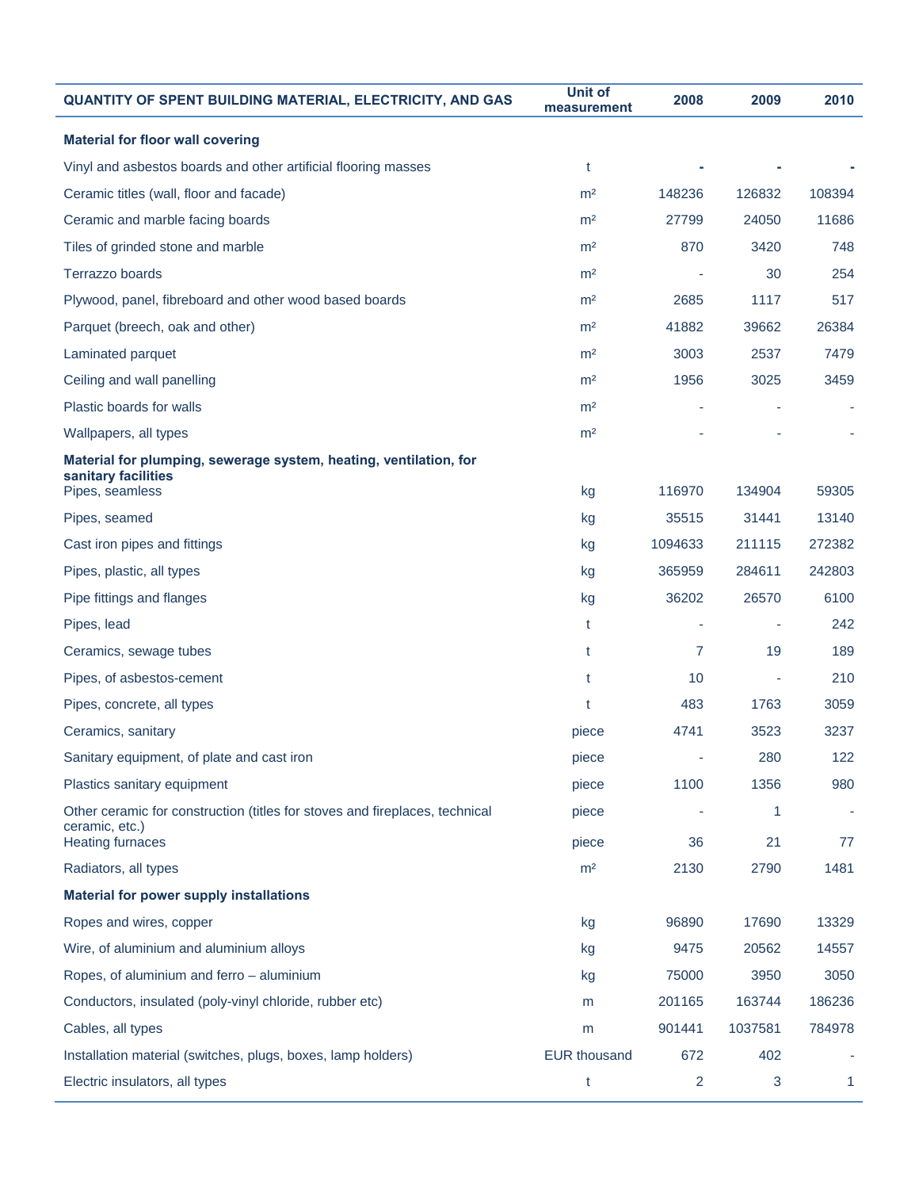| QUANTITY OF SPENT BUILDING MATERIAL, ELECTRICITY, AND GAS | Unit of measurement | 2008 | 2009 | 2010 |
|---|---|---|---|---|
| **Material for floor wall covering** | | | | |
| Vinyl and asbestos boards and other artificial flooring masses | t | - | - | - |
| Ceramic titles (wall, floor and facade) | m² | 148236 | 126832 | 108394 |
| Ceramic and marble facing boards | m² | 27799 | 24050 | 11686 |
| Tiles of grinded stone and marble | m² | 870 | 3420 | 748 |
| Terrazzo boards | m² | - | 30 | 254 |
| Plywood, panel, fibreboard and other wood based boards | m² | 2685 | 1117 | 517 |
| Parquet (breech, oak and other) | m² | 41882 | 39662 | 26384 |
| Laminated parquet | m² | 3003 | 2537 | 7479 |
| Ceiling and wall panelling | m² | 1956 | 3025 | 3459 |
| Plastic boards for walls | m² | - | - | - |
| Wallpapers, all types | m² | - | - | - |
| **Material for plumping, sewerage system, heating, ventilation, for sanitary facilities** | | | | |
| Pipes, seamless | kg | 116970 | 134904 | 59305 |
| Pipes, seamed | kg | 35515 | 31441 | 13140 |
| Cast iron pipes and fittings | kg | 1094633 | 211115 | 272382 |
| Pipes, plastic, all types | kg | 365959 | 284611 | 242803 |
| Pipe fittings and flanges | kg | 36202 | 26570 | 6100 |
| Pipes, lead | t | - | - | 242 |
| Ceramics, sewage tubes | t | 7 | 19 | 189 |
| Pipes, of asbestos-cement | t | 10 | - | 210 |
| Pipes, concrete, all types | t | 483 | 1763 | 3059 |
| Ceramics, sanitary | piece | 4741 | 3523 | 3237 |
| Sanitary equipment, of plate and cast iron | piece | - | 280 | 122 |
| Plastics sanitary equipment | piece | 1100 | 1356 | 980 |
| Other ceramic for construction (titles for stoves and fireplaces, technical ceramic, etc.) | piece | - | 1 | - |
| Heating furnaces | piece | 36 | 21 | 77 |
| Radiators, all types | m² | 2130 | 2790 | 1481 |
| **Material for power supply installations** | | | | |
| Ropes and wires, copper | kg | 96890 | 17690 | 13329 |
| Wire, of aluminium and aluminium alloys | kg | 9475 | 20562 | 14557 |
| Ropes, of aluminium and ferro – aluminium | kg | 75000 | 3950 | 3050 |
| Conductors, insulated (poly-vinyl chloride, rubber etc) | m | 201165 | 163744 | 186236 |
| Cables, all types | m | 901441 | 1037581 | 784978 |
| Installation material (switches, plugs, boxes, lamp holders) | EUR thousand | 672 | 402 | - |
| Electric insulators, all types | t | 2 | 3 | 1 |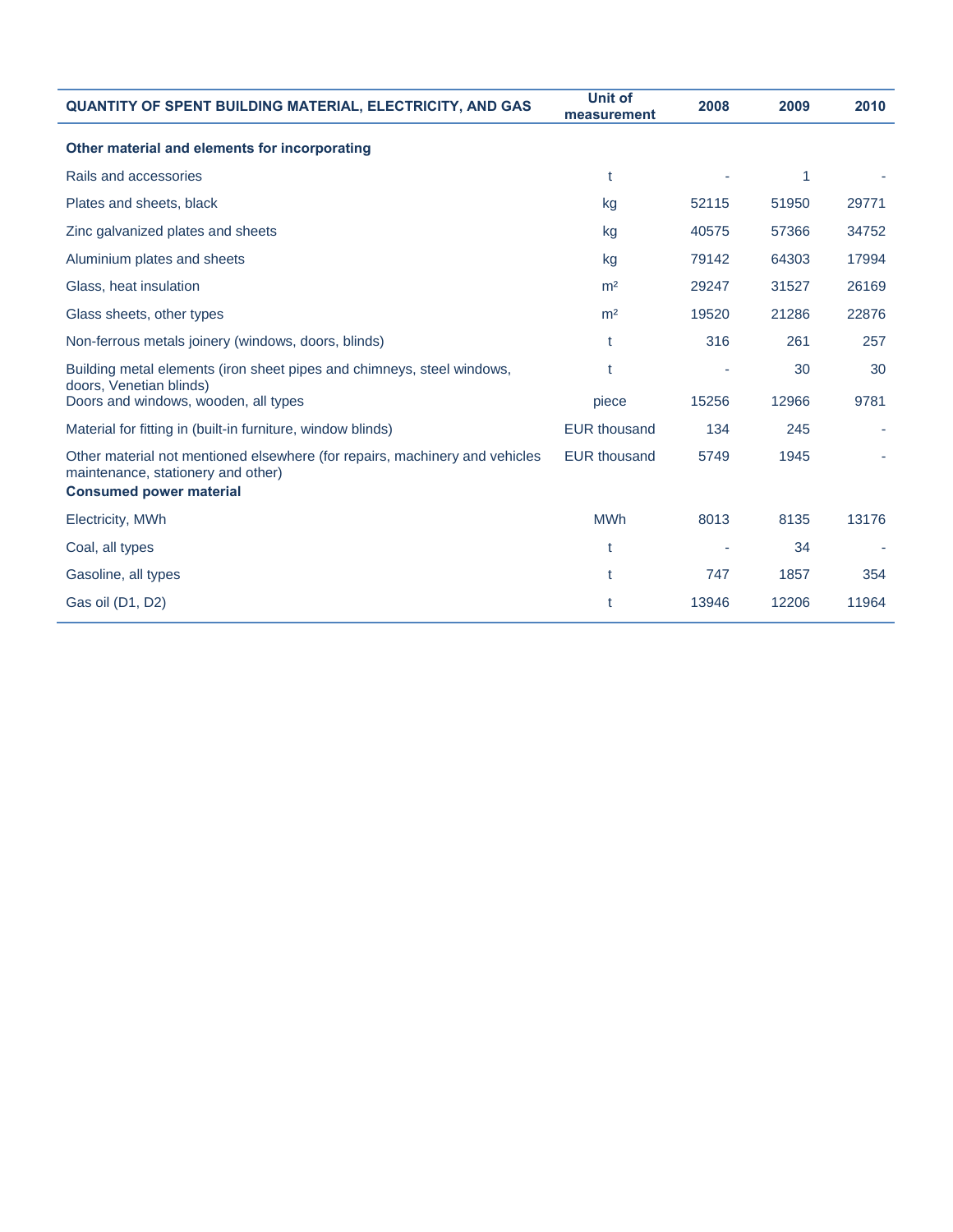| QUANTITY OF SPENT BUILDING MATERIAL, ELECTRICITY, AND GAS | Unit of measurement | 2008 | 2009 | 2010 |
|---|---|---|---|---|
| **Other material and elements for incorporating** | | | | |
| Rails and accessories | t | - | 1 | - |
| Plates and sheets, black | kg | 52115 | 51950 | 29771 |
| Zinc galvanized plates and sheets | kg | 40575 | 57366 | 34752 |
| Aluminium plates and sheets | kg | 79142 | 64303 | 17994 |
| Glass, heat insulation | m² | 29247 | 31527 | 26169 |
| Glass sheets, other types | m² | 19520 | 21286 | 22876 |
| Non-ferrous metals joinery (windows, doors, blinds) | t | 316 | 261 | 257 |
| Building metal elements (iron sheet pipes and chimneys, steel windows, doors, Venetian blinds) | t | - | 30 | 30 |
| Doors and windows, wooden, all types | piece | 15256 | 12966 | 9781 |
| Material for fitting in (built-in furniture, window blinds) | EUR thousand | 134 | 245 | - |
| Other material not mentioned elsewhere (for repairs, machinery and vehicles maintenance, stationery and other) | EUR thousand | 5749 | 1945 | - |
| **Consumed power material** | | | | |
| Electricity, MWh | MWh | 8013 | 8135 | 13176 |
| Coal, all types | t | - | 34 | - |
| Gasoline, all types | t | 747 | 1857 | 354 |
| Gas oil (D1, D2) | t | 13946 | 12206 | 11964 |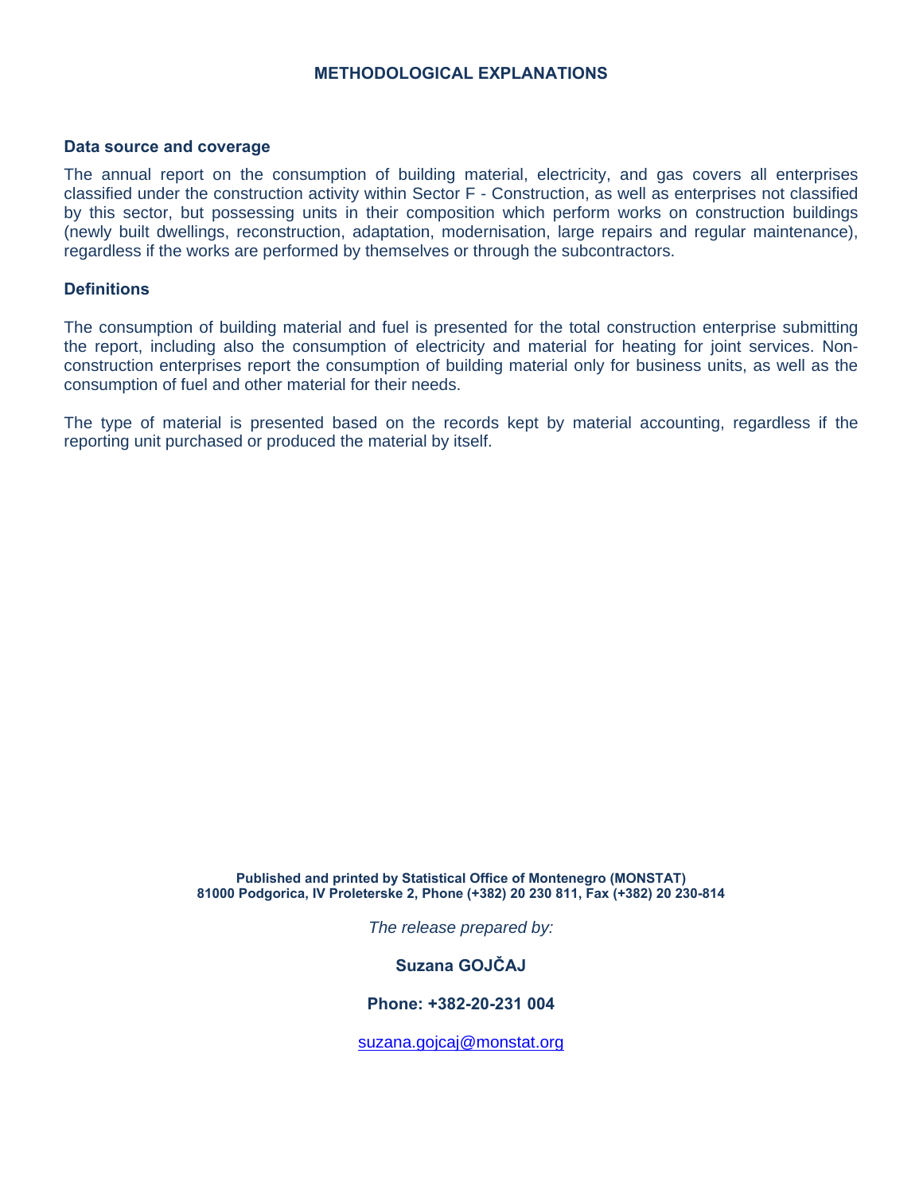## METHODOLOGICAL EXPLANATIONS

### Data source and coverage

The annual report on the consumption of building material, electricity, and gas covers all enterprises classified under the construction activity within Sector F - Construction, as well as enterprises not classified by this sector, but possessing units in their composition which perform works on construction buildings (newly built dwellings, reconstruction, adaptation, modernisation, large repairs and regular maintenance), regardless if the works are performed by themselves or through the subcontractors.

### Definitions

The consumption of building material and fuel is presented for the total construction enterprise submitting the report, including also the consumption of electricity and material for heating for joint services. Non-construction enterprises report the consumption of building material only for business units, as well as the consumption of fuel and other material for their needs.

The type of material is presented based on the records kept by material accounting, regardless if the reporting unit purchased or produced the material by itself.

**Published and printed by Statistical Office of Montenegro (MONSTAT)**
**81000 Podgorica, IV Proleterske 2, Phone (+382) 20 230 811, Fax (+382) 20 230-814**

*The release prepared by:*

**Suzana GOJČAJ**

**Phone: +382-20-231 004**

suzana.gojcaj@monstat.org